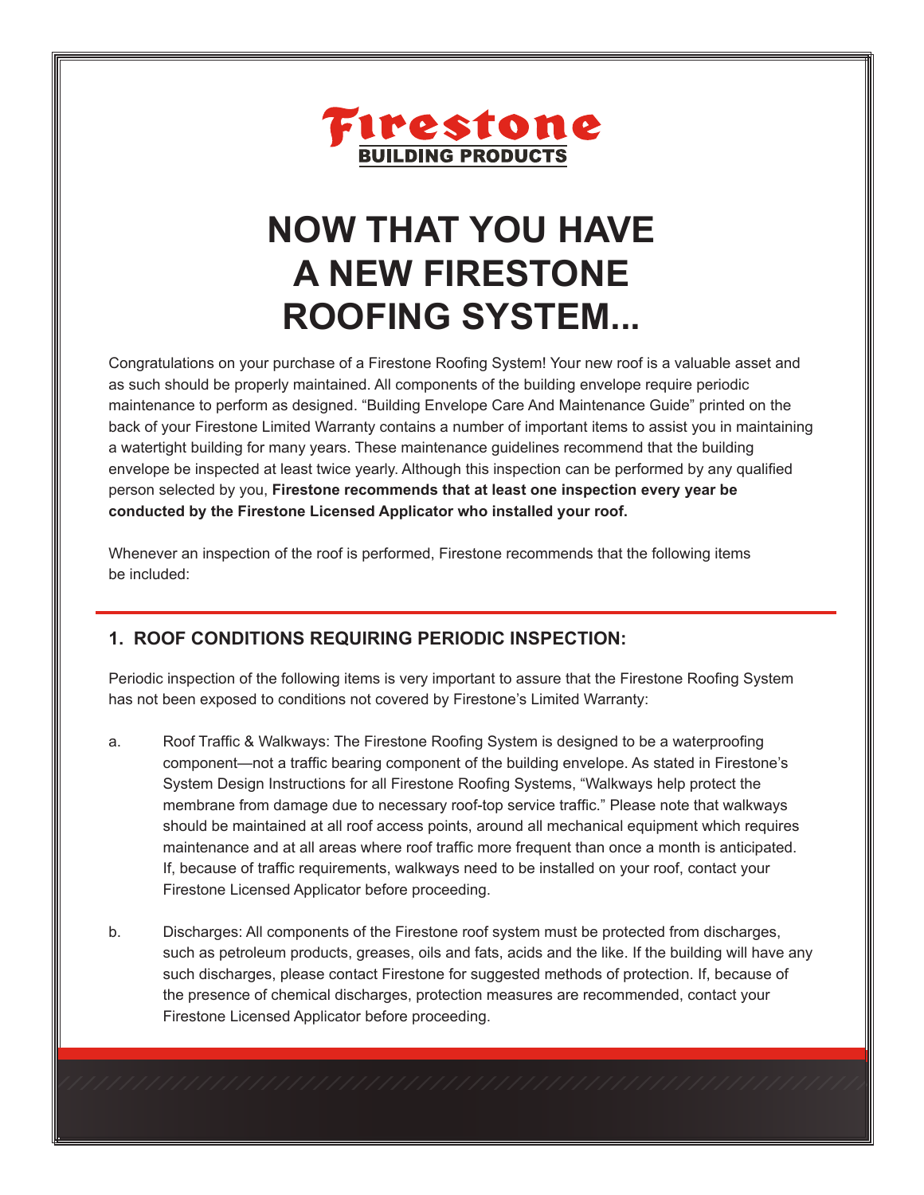Firestone
BUILDING PRODUCTS

# NOW THAT YOU HAVE A NEW FIRESTONE ROOFING SYSTEM...

Congratulations on your purchase of a Firestone Roofing System! Your new roof is a valuable asset and as such should be properly maintained. All components of the building envelope require periodic maintenance to perform as designed. "Building Envelope Care And Maintenance Guide" printed on the back of your Firestone Limited Warranty contains a number of important items to assist you in maintaining a watertight building for many years. These maintenance guidelines recommend that the building envelope be inspected at least twice yearly. Although this inspection can be performed by any qualified person selected by you, **Firestone recommends that at least one inspection every year be conducted by the Firestone Licensed Applicator who installed your roof.**

Whenever an inspection of the roof is performed, Firestone recommends that the following items be included:

## 1. ROOF CONDITIONS REQUIRING PERIODIC INSPECTION:

Periodic inspection of the following items is very important to assure that the Firestone Roofing System has not been exposed to conditions not covered by Firestone's Limited Warranty:

a. Roof Traffic & Walkways: The Firestone Roofing System is designed to be a waterproofing component—not a traffic bearing component of the building envelope. As stated in Firestone's System Design Instructions for all Firestone Roofing Systems, "Walkways help protect the membrane from damage due to necessary roof-top service traffic." Please note that walkways should be maintained at all roof access points, around all mechanical equipment which requires maintenance and at all areas where roof traffic more frequent than once a month is anticipated. If, because of traffic requirements, walkways need to be installed on your roof, contact your Firestone Licensed Applicator before proceeding.

b. Discharges: All components of the Firestone roof system must be protected from discharges, such as petroleum products, greases, oils and fats, acids and the like. If the building will have any such discharges, please contact Firestone for suggested methods of protection. If, because of the presence of chemical discharges, protection measures are recommended, contact your Firestone Licensed Applicator before proceeding.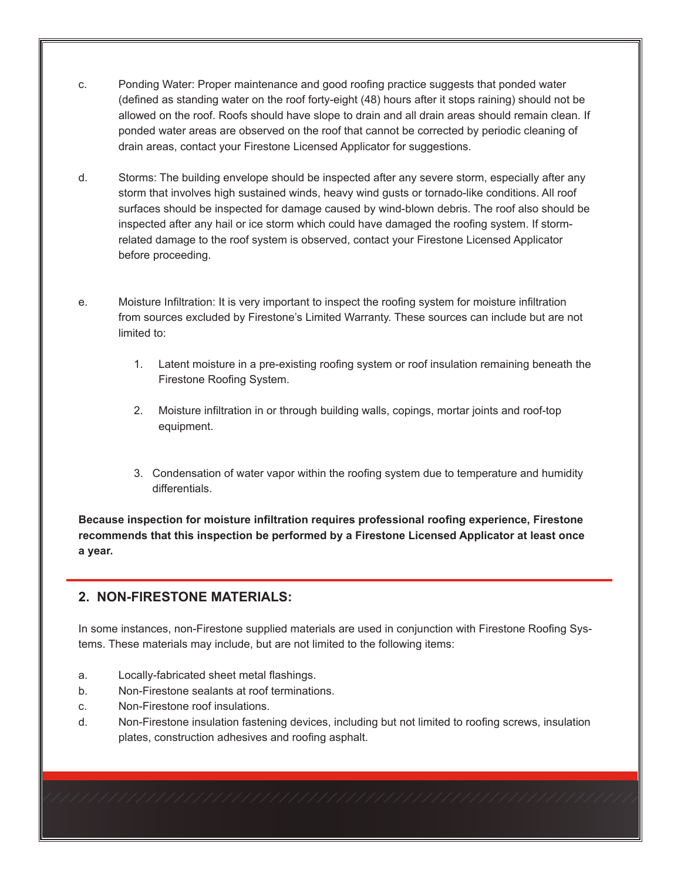c. Ponding Water: Proper maintenance and good roofing practice suggests that ponded water (defined as standing water on the roof forty-eight (48) hours after it stops raining) should not be allowed on the roof. Roofs should have slope to drain and all drain areas should remain clean. If ponded water areas are observed on the roof that cannot be corrected by periodic cleaning of drain areas, contact your Firestone Licensed Applicator for suggestions.

d. Storms: The building envelope should be inspected after any severe storm, especially after any storm that involves high sustained winds, heavy wind gusts or tornado-like conditions. All roof surfaces should be inspected for damage caused by wind-blown debris. The roof also should be inspected after any hail or ice storm which could have damaged the roofing system. If storm-related damage to the roof system is observed, contact your Firestone Licensed Applicator before proceeding.

e. Moisture Infiltration: It is very important to inspect the roofing system for moisture infiltration from sources excluded by Firestone's Limited Warranty. These sources can include but are not limited to:

   1. Latent moisture in a pre-existing roofing system or roof insulation remaining beneath the Firestone Roofing System.

   2. Moisture infiltration in or through building walls, copings, mortar joints and roof-top equipment.

   3. Condensation of water vapor within the roofing system due to temperature and humidity differentials.

**Because inspection for moisture infiltration requires professional roofing experience, Firestone recommends that this inspection be performed by a Firestone Licensed Applicator at least once a year.**

## 2. NON-FIRESTONE MATERIALS:

In some instances, non-Firestone supplied materials are used in conjunction with Firestone Roofing Systems. These materials may include, but are not limited to the following items:

a. Locally-fabricated sheet metal flashings.
b. Non-Firestone sealants at roof terminations.
c. Non-Firestone roof insulations.
d. Non-Firestone insulation fastening devices, including but not limited to roofing screws, insulation plates, construction adhesives and roofing asphalt.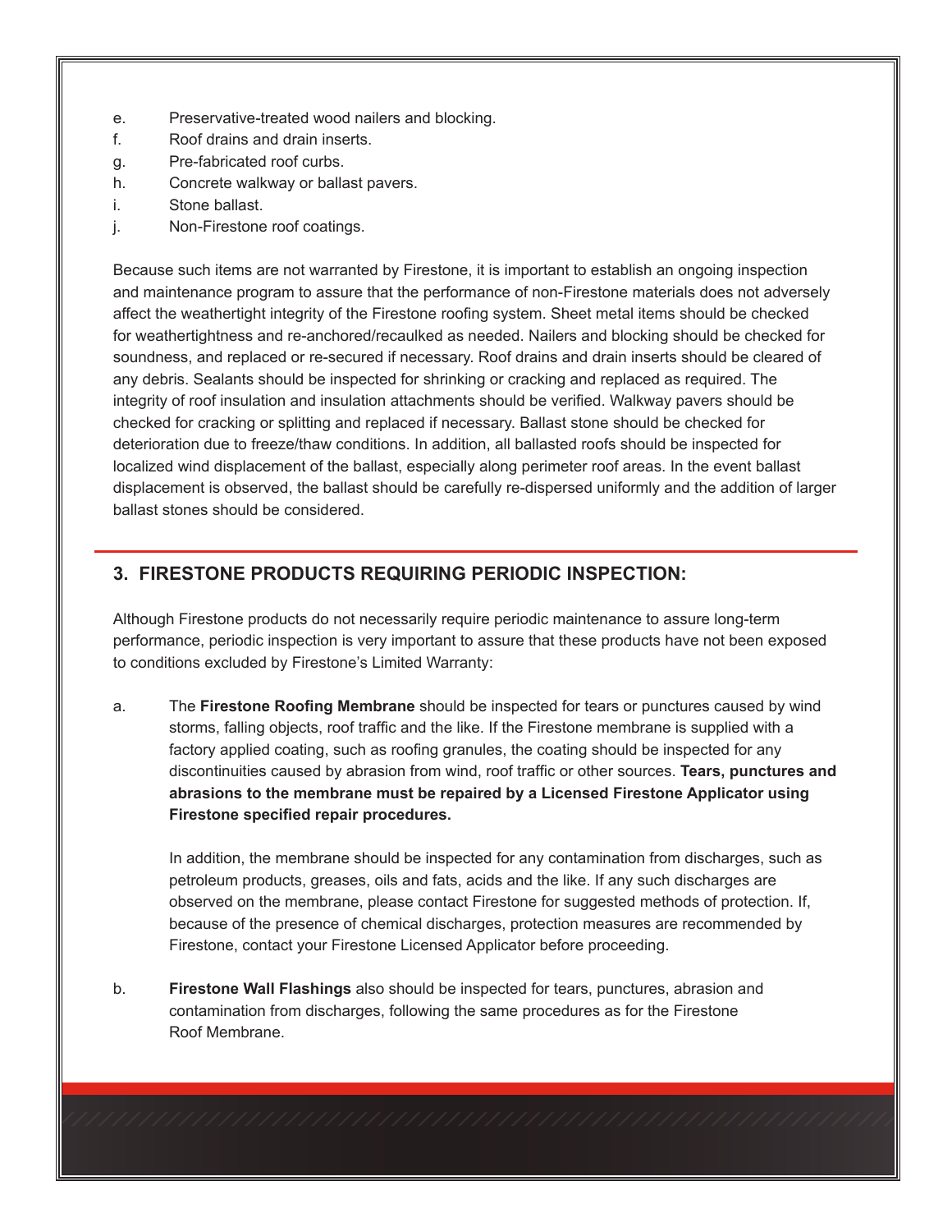e. Preservative-treated wood nailers and blocking.
f. Roof drains and drain inserts.
g. Pre-fabricated roof curbs.
h. Concrete walkway or ballast pavers.
i. Stone ballast.
j. Non-Firestone roof coatings.

Because such items are not warranted by Firestone, it is important to establish an ongoing inspection and maintenance program to assure that the performance of non-Firestone materials does not adversely affect the weathertight integrity of the Firestone roofing system. Sheet metal items should be checked for weathertightness and re-anchored/recaulked as needed. Nailers and blocking should be checked for soundness, and replaced or re-secured if necessary. Roof drains and drain inserts should be cleared of any debris. Sealants should be inspected for shrinking or cracking and replaced as required. The integrity of roof insulation and insulation attachments should be verified. Walkway pavers should be checked for cracking or splitting and replaced if necessary. Ballast stone should be checked for deterioration due to freeze/thaw conditions. In addition, all ballasted roofs should be inspected for localized wind displacement of the ballast, especially along perimeter roof areas. In the event ballast displacement is observed, the ballast should be carefully re-dispersed uniformly and the addition of larger ballast stones should be considered.

## 3. FIRESTONE PRODUCTS REQUIRING PERIODIC INSPECTION:

Although Firestone products do not necessarily require periodic maintenance to assure long-term performance, periodic inspection is very important to assure that these products have not been exposed to conditions excluded by Firestone's Limited Warranty:

a. The **Firestone Roofing Membrane** should be inspected for tears or punctures caused by wind storms, falling objects, roof traffic and the like. If the Firestone membrane is supplied with a factory applied coating, such as roofing granules, the coating should be inspected for any discontinuities caused by abrasion from wind, roof traffic or other sources. **Tears, punctures and abrasions to the membrane must be repaired by a Licensed Firestone Applicator using Firestone specified repair procedures.**

   In addition, the membrane should be inspected for any contamination from discharges, such as petroleum products, greases, oils and fats, acids and the like. If any such discharges are observed on the membrane, please contact Firestone for suggested methods of protection. If, because of the presence of chemical discharges, protection measures are recommended by Firestone, contact your Firestone Licensed Applicator before proceeding.

b. **Firestone Wall Flashings** also should be inspected for tears, punctures, abrasion and contamination from discharges, following the same procedures as for the Firestone Roof Membrane.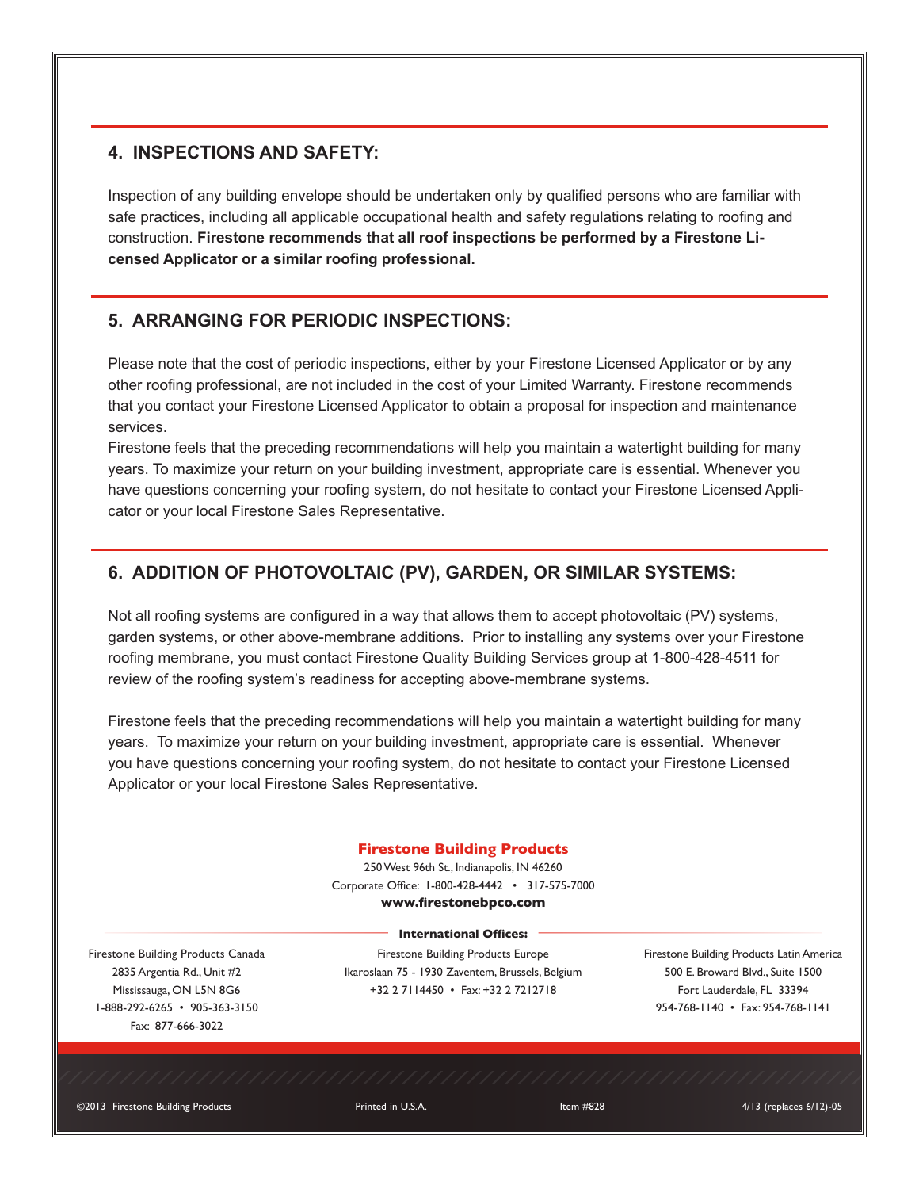## 4. INSPECTIONS AND SAFETY:

Inspection of any building envelope should be undertaken only by qualified persons who are familiar with safe practices, including all applicable occupational health and safety regulations relating to roofing and construction. **Firestone recommends that all roof inspections be performed by a Firestone Licensed Applicator or a similar roofing professional.**

## 5. ARRANGING FOR PERIODIC INSPECTIONS:

Please note that the cost of periodic inspections, either by your Firestone Licensed Applicator or by any other roofing professional, are not included in the cost of your Limited Warranty. Firestone recommends that you contact your Firestone Licensed Applicator to obtain a proposal for inspection and maintenance services.

Firestone feels that the preceding recommendations will help you maintain a watertight building for many years. To maximize your return on your building investment, appropriate care is essential. Whenever you have questions concerning your roofing system, do not hesitate to contact your Firestone Licensed Applicator or your local Firestone Sales Representative.

## 6. ADDITION OF PHOTOVOLTAIC (PV), GARDEN, OR SIMILAR SYSTEMS:

Not all roofing systems are configured in a way that allows them to accept photovoltaic (PV) systems, garden systems, or other above-membrane additions. Prior to installing any systems over your Firestone roofing membrane, you must contact Firestone Quality Building Services group at 1-800-428-4511 for review of the roofing system's readiness for accepting above-membrane systems.

Firestone feels that the preceding recommendations will help you maintain a watertight building for many years. To maximize your return on your building investment, appropriate care is essential. Whenever you have questions concerning your roofing system, do not hesitate to contact your Firestone Licensed Applicator or your local Firestone Sales Representative.

**Firestone Building Products**
250 West 96th St., Indianapolis, IN 46260
Corporate Office: 1-800-428-4442 • 317-575-7000
**www.firestonebpco.com**

**International Offices:**

Firestone Building Products Canada
2835 Argentia Rd., Unit #2
Mississauga, ON L5N 8G6
1-888-292-6265 • 905-363-3150
Fax: 877-666-3022

Firestone Building Products Europe
Ikaroslaan 75 - 1930 Zaventem, Brussels, Belgium
+32 2 7114450 • Fax: +32 2 7212718

Firestone Building Products Latin America
500 E. Broward Blvd., Suite 1500
Fort Lauderdale, FL 33394
954-768-1140 • Fax: 954-768-1141

©2013 Firestone Building Products Printed in U.S.A. Item #828 4/13 (replaces 6/12)-05